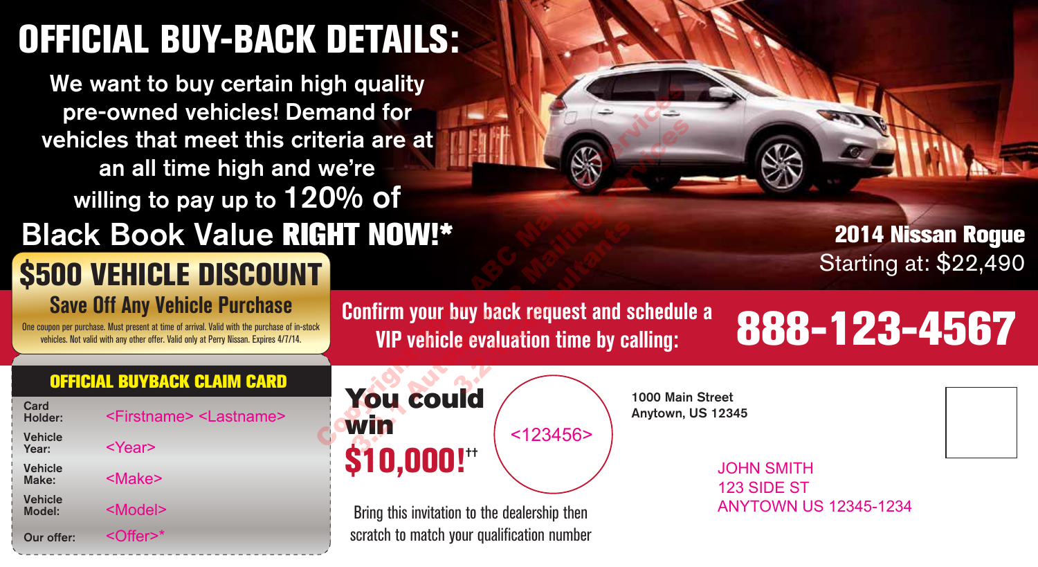# OFFICIAL BUY-BACK DETAILS:

We want to buy certain high quality pre-owned vehicles! Demand for vehicles that meet this criteria are at an all time high and we're willing to pay up to 120% of Black Book Value **RIGHT NOW!***

**2014 Nissan Rogue**
Starting at: $22,490

## $500 VEHICLE DISCOUNT

### Save Off Any Vehicle Purchase

One coupon per purchase. Must present at time of arrival. Valid with the purchase of in-stock vehicles. Not valid with any other offer. Valid only at Perry Nissan. Expires 4/7/14.

**Confirm your buy back request and schedule a VIP vehicle evaluation time by calling:**

# 888-123-4567

### OFFICIAL BUYBACK CLAIM CARD

| | |
|---|---|
| Card Holder: | <Firstname> <Lastname> |
| Vehicle Year: | <Year> |
| Vehicle Make: | <Make> |
| Vehicle Model: | <Model> |
| Our offer: | <Offer>* |

**You could win $10,000!††**

<123456>

Bring this invitation to the dealership then scratch to match your qualification number

1000 Main Street
Anytown, US 12345

JOHN SMITH
123 SIDE ST
ANYTOWN US 12345-1234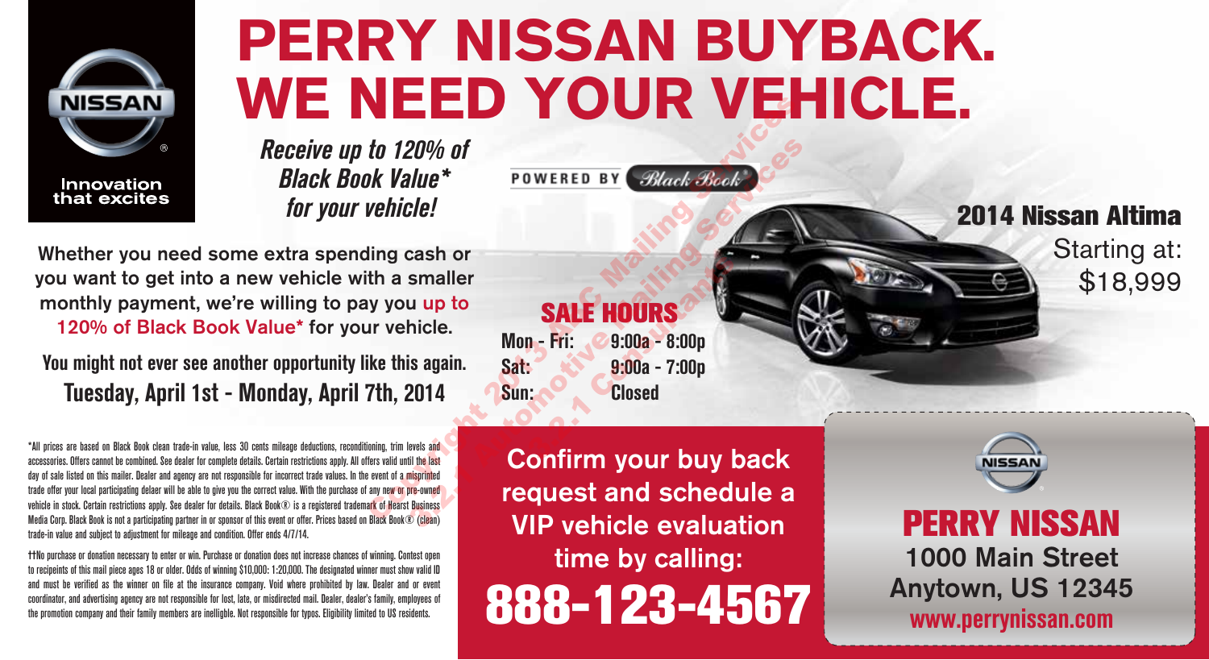NISSAN

Innovation that excites

# PERRY NISSAN BUYBACK. WE NEED YOUR VEHICLE.

***Receive up to 120% of Black Book Value* for your vehicle!***

POWERED BY Black Book®

**2014 Nissan Altima**

Starting at: $18,999

**Whether you need some extra spending cash or you want to get into a new vehicle with a smaller monthly payment, we're willing to pay you up to 120% of Black Book Value* for your vehicle.**

**You might not ever see another opportunity like this again.**

**Tuesday, April 1st - Monday, April 7th, 2014**

## SALE HOURS

| | |
|---|---|
| **Mon - Fri:** | **9:00a - 8:00p** |
| **Sat:** | **9:00a - 7:00p** |
| **Sun:** | **Closed** |

*All prices are based on Black Book clean trade-in value, less 30 cents mileage deductions, reconditioning, trim levels and accessories. Offers cannot be combined. See dealer for complete details. Certain restrictions apply. All offers valid until the last day of sale listed on this mailer. Dealer and agency are not responsible for incorrect trade values. In the event of a misprinted trade offer your local participating delaer will be able to give you the correct value. With the purchase of any new or pre-owned vehicle in stock. Certain restrictions apply. See dealer for details. Black Book® is a registered trademark of Hearst Business Media Corp. Black Book is not a participating partner in or sponsor of this event or offer. Prices based on Black Book® (clean) trade-in value and subject to adjustment for mileage and condition. Offer ends 4/7/14.

††No purchase or donation necessary to enter or win. Purchase or donation does not increase chances of winning. Contest open to recipients of this mail piece ages 18 or older. Odds of winning $10,000: 1:20,000. The designated winner must show valid ID and must be verified as the winner on file at the insurance company. Void where prohibited by law. Dealer and or event coordinator, and advertising agency are not responsible for lost, late, or misdirected mail. Dealer, dealer's family, employees of the promotion company and their family members are inelligble. Not responsible for typos. Eligibility limited to US residents.

**Confirm your buy back request and schedule a VIP vehicle evaluation time by calling:**

# 888-123-4567

NISSAN

## PERRY NISSAN

**1000 Main Street**
**Anytown, US 12345**
**www.perrynissan.com**